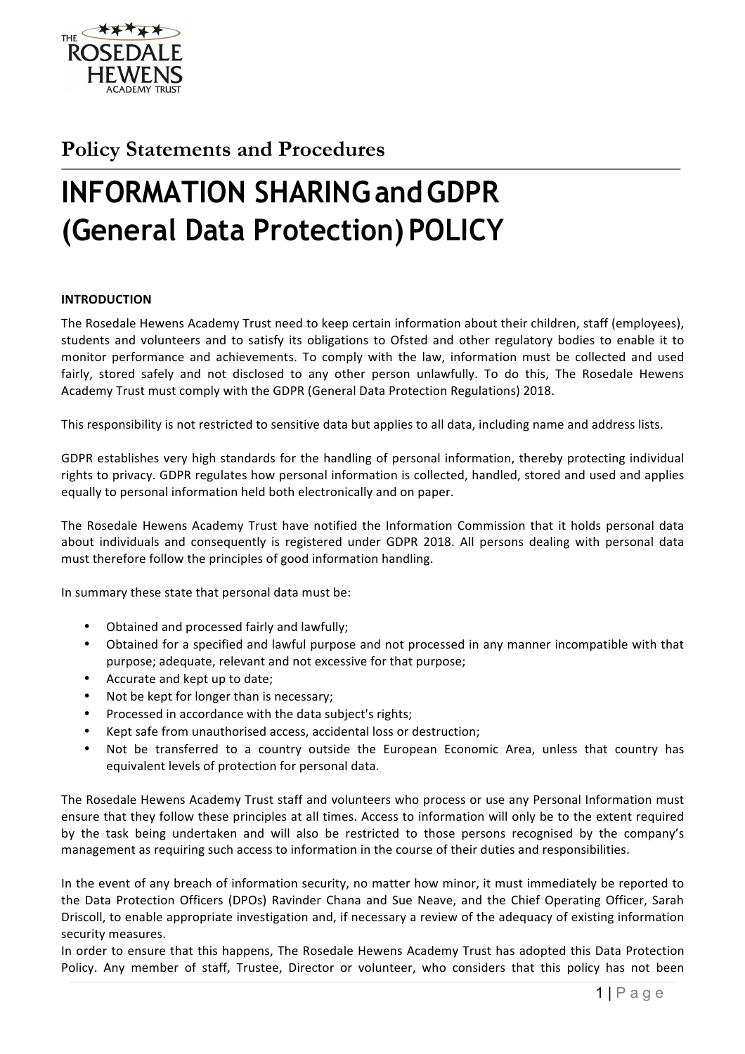## Policy Statements and Procedures

# INFORMATION SHARING and GDPR (General Data Protection) POLICY

**INTRODUCTION**

The Rosedale Hewens Academy Trust need to keep certain information about their children, staff (employees), students and volunteers and to satisfy its obligations to Ofsted and other regulatory bodies to enable it to monitor performance and achievements. To comply with the law, information must be collected and used fairly, stored safely and not disclosed to any other person unlawfully. To do this, The Rosedale Hewens Academy Trust must comply with the GDPR (General Data Protection Regulations) 2018.

This responsibility is not restricted to sensitive data but applies to all data, including name and address lists.

GDPR establishes very high standards for the handling of personal information, thereby protecting individual rights to privacy. GDPR regulates how personal information is collected, handled, stored and used and applies equally to personal information held both electronically and on paper.

The Rosedale Hewens Academy Trust have notified the Information Commission that it holds personal data about individuals and consequently is registered under GDPR 2018. All persons dealing with personal data must therefore follow the principles of good information handling.

In summary these state that personal data must be:

- Obtained and processed fairly and lawfully;
- Obtained for a specified and lawful purpose and not processed in any manner incompatible with that purpose; adequate, relevant and not excessive for that purpose;
- Accurate and kept up to date;
- Not be kept for longer than is necessary;
- Processed in accordance with the data subject's rights;
- Kept safe from unauthorised access, accidental loss or destruction;
- Not be transferred to a country outside the European Economic Area, unless that country has equivalent levels of protection for personal data.

The Rosedale Hewens Academy Trust staff and volunteers who process or use any Personal Information must ensure that they follow these principles at all times. Access to information will only be to the extent required by the task being undertaken and will also be restricted to those persons recognised by the company's management as requiring such access to information in the course of their duties and responsibilities.

In the event of any breach of information security, no matter how minor, it must immediately be reported to the Data Protection Officers (DPOs) Ravinder Chana and Sue Neave, and the Chief Operating Officer, Sarah Driscoll, to enable appropriate investigation and, if necessary a review of the adequacy of existing information security measures.

In order to ensure that this happens, The Rosedale Hewens Academy Trust has adopted this Data Protection Policy. Any member of staff, Trustee, Director or volunteer, who considers that this policy has not been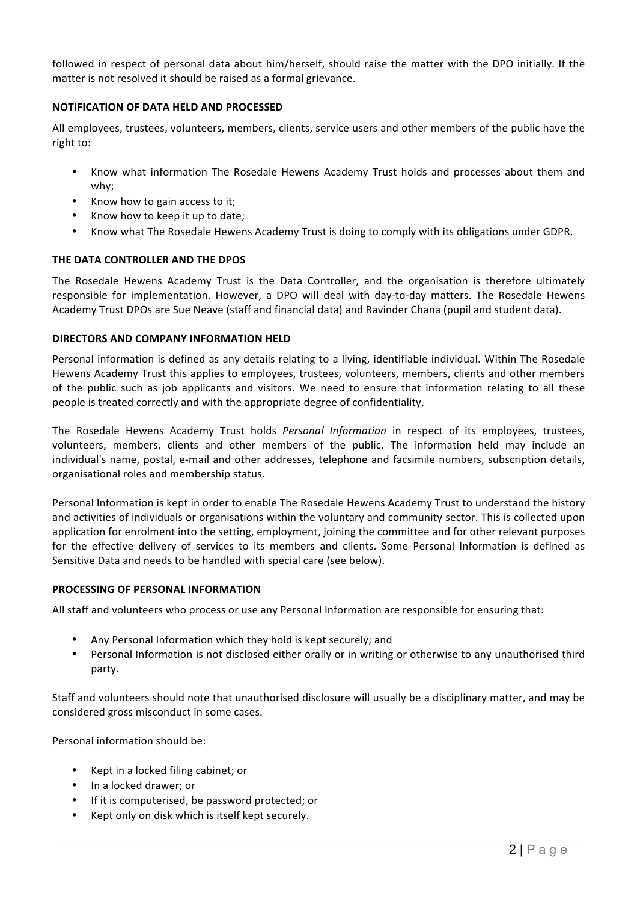followed in respect of personal data about him/herself, should raise the matter with the DPO initially. If the matter is not resolved it should be raised as a formal grievance.

**NOTIFICATION OF DATA HELD AND PROCESSED**

All employees, trustees, volunteers, members, clients, service users and other members of the public have the right to:

- Know what information The Rosedale Hewens Academy Trust holds and processes about them and why;
- Know how to gain access to it;
- Know how to keep it up to date;
- Know what The Rosedale Hewens Academy Trust is doing to comply with its obligations under GDPR.

**THE DATA CONTROLLER AND THE DPOS**

The Rosedale Hewens Academy Trust is the Data Controller, and the organisation is therefore ultimately responsible for implementation. However, a DPO will deal with day-to-day matters. The Rosedale Hewens Academy Trust DPOs are Sue Neave (staff and financial data) and Ravinder Chana (pupil and student data).

**DIRECTORS AND COMPANY INFORMATION HELD**

Personal information is defined as any details relating to a living, identifiable individual. Within The Rosedale Hewens Academy Trust this applies to employees, trustees, volunteers, members, clients and other members of the public such as job applicants and visitors. We need to ensure that information relating to all these people is treated correctly and with the appropriate degree of confidentiality.

The Rosedale Hewens Academy Trust holds *Personal Information* in respect of its employees, trustees, volunteers, members, clients and other members of the public. The information held may include an individual's name, postal, e-mail and other addresses, telephone and facsimile numbers, subscription details, organisational roles and membership status.

Personal Information is kept in order to enable The Rosedale Hewens Academy Trust to understand the history and activities of individuals or organisations within the voluntary and community sector. This is collected upon application for enrolment into the setting, employment, joining the committee and for other relevant purposes for the effective delivery of services to its members and clients. Some Personal Information is defined as Sensitive Data and needs to be handled with special care (see below).

**PROCESSING OF PERSONAL INFORMATION**

All staff and volunteers who process or use any Personal Information are responsible for ensuring that:

- Any Personal Information which they hold is kept securely; and
- Personal Information is not disclosed either orally or in writing or otherwise to any unauthorised third party.

Staff and volunteers should note that unauthorised disclosure will usually be a disciplinary matter, and may be considered gross misconduct in some cases.

Personal information should be:

- Kept in a locked filing cabinet; or
- In a locked drawer; or
- If it is computerised, be password protected; or
- Kept only on disk which is itself kept securely.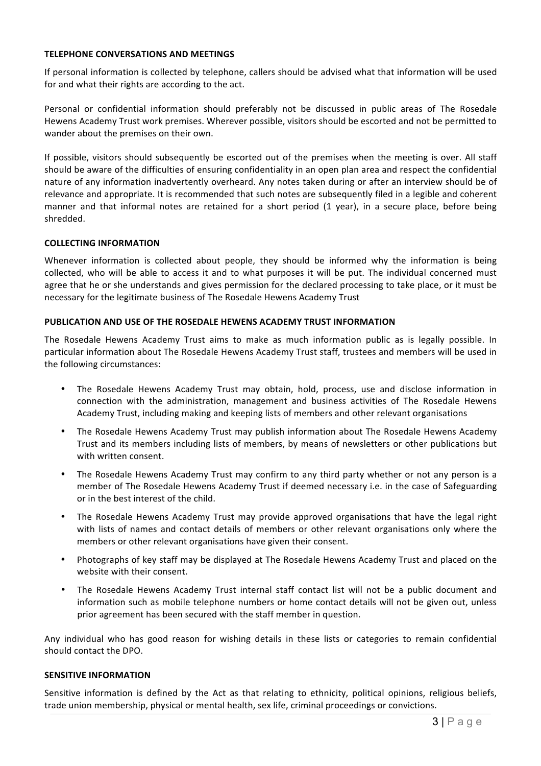### TELEPHONE CONVERSATIONS AND MEETINGS

If personal information is collected by telephone, callers should be advised what that information will be used for and what their rights are according to the act.

Personal or confidential information should preferably not be discussed in public areas of The Rosedale Hewens Academy Trust work premises. Wherever possible, visitors should be escorted and not be permitted to wander about the premises on their own.

If possible, visitors should subsequently be escorted out of the premises when the meeting is over. All staff should be aware of the difficulties of ensuring confidentiality in an open plan area and respect the confidential nature of any information inadvertently overheard. Any notes taken during or after an interview should be of relevance and appropriate. It is recommended that such notes are subsequently filed in a legible and coherent manner and that informal notes are retained for a short period (1 year), in a secure place, before being shredded.

### COLLECTING INFORMATION

Whenever information is collected about people, they should be informed why the information is being collected, who will be able to access it and to what purposes it will be put. The individual concerned must agree that he or she understands and gives permission for the declared processing to take place, or it must be necessary for the legitimate business of The Rosedale Hewens Academy Trust

### PUBLICATION AND USE OF THE ROSEDALE HEWENS ACADEMY TRUST INFORMATION

The Rosedale Hewens Academy Trust aims to make as much information public as is legally possible. In particular information about The Rosedale Hewens Academy Trust staff, trustees and members will be used in the following circumstances:

- The Rosedale Hewens Academy Trust may obtain, hold, process, use and disclose information in connection with the administration, management and business activities of The Rosedale Hewens Academy Trust, including making and keeping lists of members and other relevant organisations
- The Rosedale Hewens Academy Trust may publish information about The Rosedale Hewens Academy Trust and its members including lists of members, by means of newsletters or other publications but with written consent.
- The Rosedale Hewens Academy Trust may confirm to any third party whether or not any person is a member of The Rosedale Hewens Academy Trust if deemed necessary i.e. in the case of Safeguarding or in the best interest of the child.
- The Rosedale Hewens Academy Trust may provide approved organisations that have the legal right with lists of names and contact details of members or other relevant organisations only where the members or other relevant organisations have given their consent.
- Photographs of key staff may be displayed at The Rosedale Hewens Academy Trust and placed on the website with their consent.
- The Rosedale Hewens Academy Trust internal staff contact list will not be a public document and information such as mobile telephone numbers or home contact details will not be given out, unless prior agreement has been secured with the staff member in question.

Any individual who has good reason for wishing details in these lists or categories to remain confidential should contact the DPO.

### SENSITIVE INFORMATION

Sensitive information is defined by the Act as that relating to ethnicity, political opinions, religious beliefs, trade union membership, physical or mental health, sex life, criminal proceedings or convictions.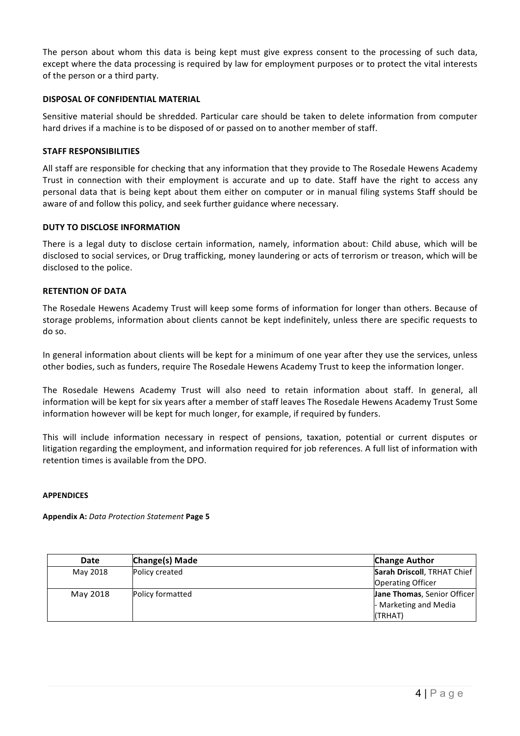The person about whom this data is being kept must give express consent to the processing of such data, except where the data processing is required by law for employment purposes or to protect the vital interests of the person or a third party.

### DISPOSAL OF CONFIDENTIAL MATERIAL

Sensitive material should be shredded. Particular care should be taken to delete information from computer hard drives if a machine is to be disposed of or passed on to another member of staff.

### STAFF RESPONSIBILITIES

All staff are responsible for checking that any information that they provide to The Rosedale Hewens Academy Trust in connection with their employment is accurate and up to date. Staff have the right to access any personal data that is being kept about them either on computer or in manual filing systems Staff should be aware of and follow this policy, and seek further guidance where necessary.

### DUTY TO DISCLOSE INFORMATION

There is a legal duty to disclose certain information, namely, information about: Child abuse, which will be disclosed to social services, or Drug trafficking, money laundering or acts of terrorism or treason, which will be disclosed to the police.

### RETENTION OF DATA

The Rosedale Hewens Academy Trust will keep some forms of information for longer than others. Because of storage problems, information about clients cannot be kept indefinitely, unless there are specific requests to do so.

In general information about clients will be kept for a minimum of one year after they use the services, unless other bodies, such as funders, require The Rosedale Hewens Academy Trust to keep the information longer.

The Rosedale Hewens Academy Trust will also need to retain information about staff. In general, all information will be kept for six years after a member of staff leaves The Rosedale Hewens Academy Trust Some information however will be kept for much longer, for example, if required by funders.

This will include information necessary in respect of pensions, taxation, potential or current disputes or litigation regarding the employment, and information required for job references. A full list of information with retention times is available from the DPO.

#### APPENDICES

**Appendix A:** *Data Protection Statement* **Page 5**

| Date | Change(s) Made | Change Author |
|---|---|---|
| May 2018 | Policy created | **Sarah Driscoll**, TRHAT Chief Operating Officer |
| May 2018 | Policy formatted | **Jane Thomas**, Senior Officer - Marketing and Media (TRHAT) |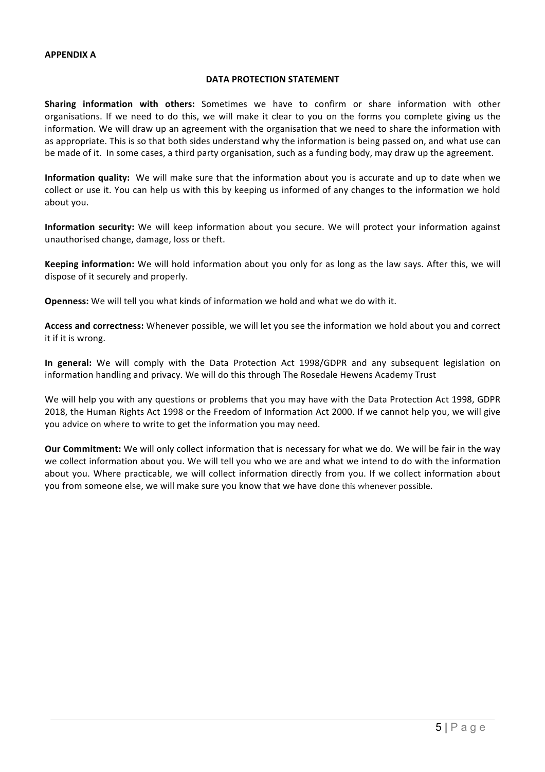**APPENDIX A**

## DATA PROTECTION STATEMENT

**Sharing information with others:** Sometimes we have to confirm or share information with other organisations. If we need to do this, we will make it clear to you on the forms you complete giving us the information. We will draw up an agreement with the organisation that we need to share the information with as appropriate. This is so that both sides understand why the information is being passed on, and what use can be made of it. In some cases, a third party organisation, such as a funding body, may draw up the agreement.

**Information quality:** We will make sure that the information about you is accurate and up to date when we collect or use it. You can help us with this by keeping us informed of any changes to the information we hold about you.

**Information security:** We will keep information about you secure. We will protect your information against unauthorised change, damage, loss or theft.

**Keeping information:** We will hold information about you only for as long as the law says. After this, we will dispose of it securely and properly.

**Openness:** We will tell you what kinds of information we hold and what we do with it.

**Access and correctness:** Whenever possible, we will let you see the information we hold about you and correct it if it is wrong.

**In general:** We will comply with the Data Protection Act 1998/GDPR and any subsequent legislation on information handling and privacy. We will do this through The Rosedale Hewens Academy Trust

We will help you with any questions or problems that you may have with the Data Protection Act 1998, GDPR 2018, the Human Rights Act 1998 or the Freedom of Information Act 2000. If we cannot help you, we will give you advice on where to write to get the information you may need.

**Our Commitment:** We will only collect information that is necessary for what we do. We will be fair in the way we collect information about you. We will tell you who we are and what we intend to do with the information about you. Where practicable, we will collect information directly from you. If we collect information about you from someone else, we will make sure you know that we have done this whenever possible.